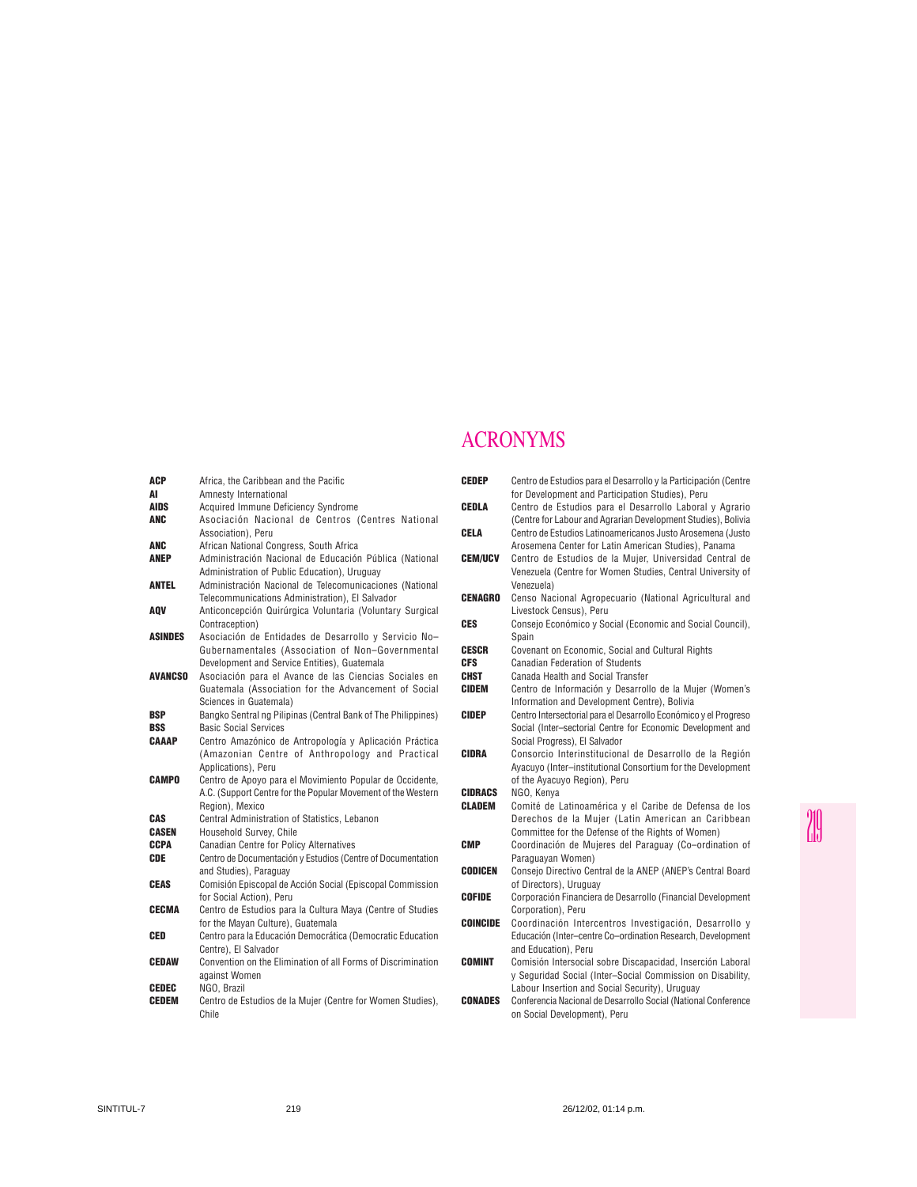# ACRONYMS

**ACP** Africa, the Caribbean and the Pacific
**AI** Amnesty International
**AIDS** Acquired Immune Deficiency Syndrome
**ANC** Asociación Nacional de Centros (Centres National Association), Peru
**ANC** African National Congress, South Africa
**ANEP** Administración Nacional de Educación Pública (National Administration of Public Education), Uruguay
**ANTEL** Administración Nacional de Telecomunicaciones (National Telecommunications Administration), El Salvador
**AQV** Anticoncepción Quirúrgica Voluntaria (Voluntary Surgical Contraception)
**ASINDES** Asociación de Entidades de Desarrollo y Servicio No–Gubernamentales (Association of Non–Governmental Development and Service Entities), Guatemala
**AVANCSO** Asociación para el Avance de las Ciencias Sociales en Guatemala (Association for the Advancement of Social Sciences in Guatemala)
**BSP** Bangko Sentral ng Pilipinas (Central Bank of The Philippines)
**BSS** Basic Social Services
**CAAAP** Centro Amazónico de Antropología y Aplicación Práctica (Amazonian Centre of Anthropology and Practical Applications), Peru
**CAMPO** Centro de Apoyo para el Movimiento Popular de Occidente, A.C. (Support Centre for the Popular Movement of the Western Region), Mexico
**CAS** Central Administration of Statistics, Lebanon
**CASEN** Household Survey, Chile
**CCPA** Canadian Centre for Policy Alternatives
**CDE** Centro de Documentación y Estudios (Centre of Documentation and Studies), Paraguay
**CEAS** Comisión Episcopal de Acción Social (Episcopal Commission for Social Action), Peru
**CECMA** Centro de Estudios para la Cultura Maya (Centre of Studies for the Mayan Culture), Guatemala
**CED** Centro para la Educación Democrática (Democratic Education Centre), El Salvador
**CEDAW** Convention on the Elimination of all Forms of Discrimination against Women
**CEDEC** NGO, Brazil
**CEDEM** Centro de Estudios de la Mujer (Centre for Women Studies), Chile
**CEDEP** Centro de Estudios para el Desarrollo y la Participación (Centre for Development and Participation Studies), Peru
**CEDLA** Centro de Estudios para el Desarrollo Laboral y Agrario (Centre for Labour and Agrarian Development Studies), Bolivia
**CELA** Centro de Estudios Latinoamericanos Justo Arosemena (Justo Arosemena Center for Latin American Studies), Panama
**CEM/UCV** Centro de Estudios de la Mujer, Universidad Central de Venezuela (Centre for Women Studies, Central University of Venezuela)
**CENAGRO** Censo Nacional Agropecuario (National Agricultural and Livestock Census), Peru
**CES** Consejo Económico y Social (Economic and Social Council), Spain
**CESCR** Covenant on Economic, Social and Cultural Rights
**CFS** Canadian Federation of Students
**CHST** Canada Health and Social Transfer
**CIDEM** Centro de Información y Desarrollo de la Mujer (Women's Information and Development Centre), Bolivia
**CIDEP** Centro Intersectorial para el Desarrollo Económico y el Progreso Social (Inter–sectorial Centre for Economic Development and Social Progress), El Salvador
**CIDRA** Consorcio Interinstitucional de Desarrollo de la Región Ayacuyo (Inter–institutional Consortium for the Development of the Ayacuyo Region), Peru
**CIDRACS** NGO, Kenya
**CLADEM** Comité de Latinoamérica y el Caribe de Defensa de los Derechos de la Mujer (Latin American an Caribbean Committee for the Defense of the Rights of Women)
**CMP** Coordinación de Mujeres del Paraguay (Co–ordination of Paraguayan Women)
**CODICEN** Consejo Directivo Central de la ANEP (ANEP's Central Board of Directors), Uruguay
**COFIDE** Corporación Financiera de Desarrollo (Financial Development Corporation), Peru
**COINCIDE** Coordinación Intercentros Investigación, Desarrollo y Educación (Inter–centre Co–ordination Research, Development and Education), Peru
**COMINT** Comisión Intersocial sobre Discapacidad, Inserción Laboral y Seguridad Social (Inter–Social Commission on Disability, Labour Insertion and Social Security), Uruguay
**CONADES** Conferencia Nacional de Desarrollo Social (National Conference on Social Development), Peru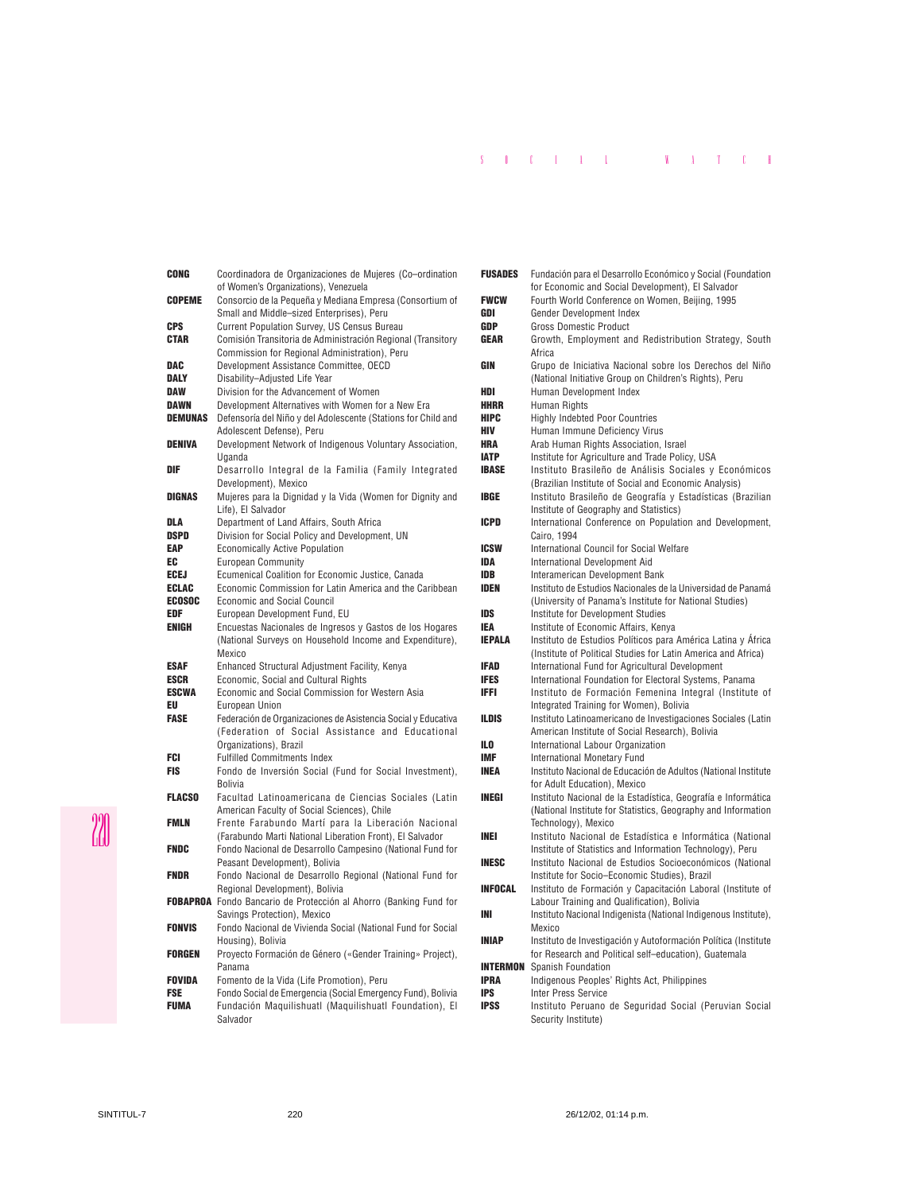| | |
|---|---|
| **CONG** | Coordinadora de Organizaciones de Mujeres (Co–ordination of Women's Organizations), Venezuela |
| **COPEME** | Consorcio de la Pequeña y Mediana Empresa (Consortium of Small and Middle–sized Enterprises), Peru |
| **CPS** | Current Population Survey, US Census Bureau |
| **CTAR** | Comisión Transitoria de Administración Regional (Transitory Commission for Regional Administration), Peru |
| **DAC** | Development Assistance Committee, OECD |
| **DALY** | Disability–Adjusted Life Year |
| **DAW** | Division for the Advancement of Women |
| **DAWN** | Development Alternatives with Women for a New Era |
| **DEMUNAS** | Defensoría del Niño y del Adolescente (Stations for Child and Adolescent Defense), Peru |
| **DENIVA** | Development Network of Indigenous Voluntary Association, Uganda |
| **DIF** | Desarrollo Integral de la Familia (Family Integrated Development), Mexico |
| **DIGNAS** | Mujeres para la Dignidad y la Vida (Women for Dignity and Life), El Salvador |
| **DLA** | Department of Land Affairs, South Africa |
| **DSPD** | Division for Social Policy and Development, UN |
| **EAP** | Economically Active Population |
| **EC** | European Community |
| **ECEJ** | Ecumenical Coalition for Economic Justice, Canada |
| **ECLAC** | Economic Commission for Latin America and the Caribbean |
| **ECOSOC** | Economic and Social Council |
| **EDF** | European Development Fund, EU |
| **ENIGH** | Encuestas Nacionales de Ingresos y Gastos de los Hogares (National Surveys on Household Income and Expenditure), Mexico |
| **ESAF** | Enhanced Structural Adjustment Facility, Kenya |
| **ESCR** | Economic, Social and Cultural Rights |
| **ESCWA** | Economic and Social Commission for Western Asia |
| **EU** | European Union |
| **FASE** | Federación de Organizaciones de Asistencia Social y Educativa (Federation of Social Assistance and Educational Organizations), Brazil |
| **FCI** | Fulfilled Commitments Index |
| **FIS** | Fondo de Inversión Social (Fund for Social Investment), Bolivia |
| **FLACSO** | Facultad Latinoamericana de Ciencias Sociales (Latin American Faculty of Social Sciences), Chile |
| **FMLN** | Frente Farabundo Martí para la Liberación Nacional (Farabundo Marti National Liberation Front), El Salvador |
| **FNDC** | Fondo Nacional de Desarrollo Campesino (National Fund for Peasant Development), Bolivia |
| **FNDR** | Fondo Nacional de Desarrollo Regional (National Fund for Regional Development), Bolivia |
| **FOBAPROA** | Fondo Bancario de Protección al Ahorro (Banking Fund for Savings Protection), Mexico |
| **FONVIS** | Fondo Nacional de Vivienda Social (National Fund for Social Housing), Bolivia |
| **FORGEN** | Proyecto Formación de Género («Gender Training» Project), Panama |
| **FOVIDA** | Fomento de la Vida (Life Promotion), Peru |
| **FSE** | Fondo Social de Emergencia (Social Emergency Fund), Bolivia |
| **FUMA** | Fundación Maquilishuatl (Maquilishuatl Foundation), El Salvador |
| **FUSADES** | Fundación para el Desarrollo Económico y Social (Foundation for Economic and Social Development), El Salvador |
| **FWCW** | Fourth World Conference on Women, Beijing, 1995 |
| **GDI** | Gender Development Index |
| **GDP** | Gross Domestic Product |
| **GEAR** | Growth, Employment and Redistribution Strategy, South Africa |
| **GIN** | Grupo de Iniciativa Nacional sobre los Derechos del Niño (National Initiative Group on Children's Rights), Peru |
| **HDI** | Human Development Index |
| **HHRR** | Human Rights |
| **HIPC** | Highly Indebted Poor Countries |
| **HIV** | Human Immune Deficiency Virus |
| **HRA** | Arab Human Rights Association, Israel |
| **IATP** | Institute for Agriculture and Trade Policy, USA |
| **IBASE** | Instituto Brasileño de Análisis Sociales y Económicos (Brazilian Institute of Social and Economic Analysis) |
| **IBGE** | Instituto Brasileño de Geografía y Estadísticas (Brazilian Institute of Geography and Statistics) |
| **ICPD** | International Conference on Population and Development, Cairo, 1994 |
| **ICSW** | International Council for Social Welfare |
| **IDA** | International Development Aid |
| **IDB** | Interamerican Development Bank |
| **IDEN** | Instituto de Estudios Nacionales de la Universidad de Panamá (University of Panama's Institute for National Studies) |
| **IDS** | Institute for Development Studies |
| **IEA** | Institute of Economic Affairs, Kenya |
| **IEPALA** | Instituto de Estudios Políticos para América Latina y África (Institute of Political Studies for Latin America and Africa) |
| **IFAD** | International Fund for Agricultural Development |
| **IFES** | International Foundation for Electoral Systems, Panama |
| **IFFI** | Instituto de Formación Femenina Integral (Institute of Integrated Training for Women), Bolivia |
| **ILDIS** | Instituto Latinoamericano de Investigaciones Sociales (Latin American Institute of Social Research), Bolivia |
| **ILO** | International Labour Organization |
| **IMF** | International Monetary Fund |
| **INEA** | Instituto Nacional de Educación de Adultos (National Institute for Adult Education), Mexico |
| **INEGI** | Instituto Nacional de la Estadística, Geografía e Informática (National Institute for Statistics, Geography and Information Technology), Mexico |
| **INEI** | Instituto Nacional de Estadística e Informática (National Institute of Statistics and Information Technology), Peru |
| **INESC** | Instituto Nacional de Estudios Socioeconómicos (National Institute for Socio–Economic Studies), Brazil |
| **INFOCAL** | Instituto de Formación y Capacitación Laboral (Institute of Labour Training and Qualification), Bolivia |
| **INI** | Instituto Nacional Indigenista (National Indigenous Institute), Mexico |
| **INIAP** | Instituto de Investigación y Autoformación Política (Institute for Research and Political self–education), Guatemala |
| **INTERMON** | Spanish Foundation |
| **IPRA** | Indigenous Peoples' Rights Act, Philippines |
| **IPS** | Inter Press Service |
| **IPSS** | Instituto Peruano de Seguridad Social (Peruvian Social Security Institute) |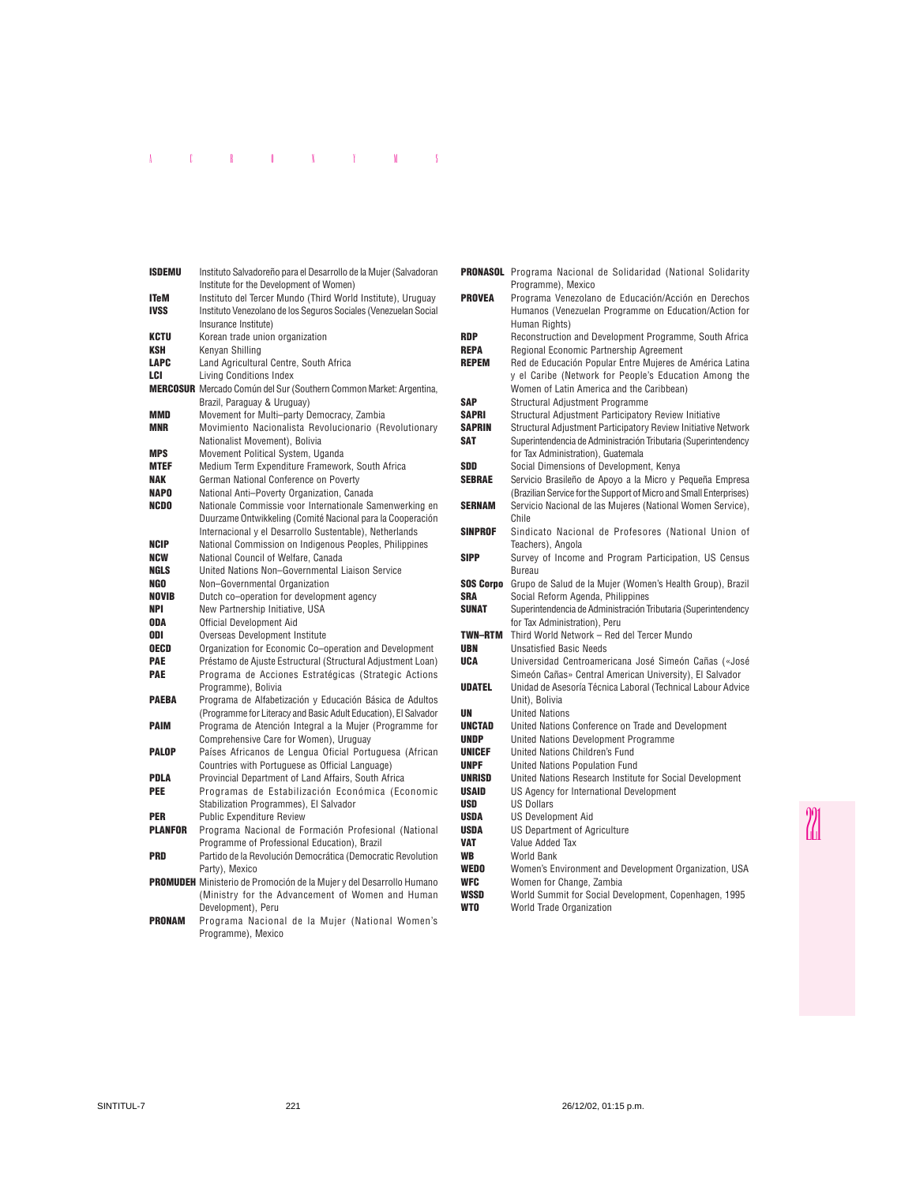# ACRONYMS

**ISDEMU** Instituto Salvadoreño para el Desarrollo de la Mujer (Salvadoran Institute for the Development of Women)
**ITeM** Instituto del Tercer Mundo (Third World Institute), Uruguay
**IVSS** Instituto Venezolano de los Seguros Sociales (Venezuelan Social Insurance Institute)
**KCTU** Korean trade union organization
**KSH** Kenyan Shilling
**LAPC** Land Agricultural Centre, South Africa
**LCI** Living Conditions Index
**MERCOSUR** Mercado Común del Sur (Southern Common Market: Argentina, Brazil, Paraguay & Uruguay)
**MMD** Movement for Multi–party Democracy, Zambia
**MNR** Movimiento Nacionalista Revolucionario (Revolutionary Nationalist Movement), Bolivia
**MPS** Movement Political System, Uganda
**MTEF** Medium Term Expenditure Framework, South Africa
**NAK** German National Conference on Poverty
**NAPO** National Anti–Poverty Organization, Canada
**NCDO** Nationale Commissie voor Internationale Samenwerking en Duurzame Ontwikkeling (Comité Nacional para la Cooperación Internacional y el Desarrollo Sustentable), Netherlands
**NCIP** National Commission on Indigenous Peoples, Philippines
**NCW** National Council of Welfare, Canada
**NGLS** United Nations Non–Governmental Liaison Service
**NGO** Non–Governmental Organization
**NOVIB** Dutch co–operation for development agency
**NPI** New Partnership Initiative, USA
**ODA** Official Development Aid
**ODI** Overseas Development Institute
**OECD** Organization for Economic Co–operation and Development
**PAE** Préstamo de Ajuste Estructural (Structural Adjustment Loan)
**PAE** Programa de Acciones Estratégicas (Strategic Actions Programme), Bolivia
**PAEBA** Programa de Alfabetización y Educación Básica de Adultos (Programme for Literacy and Basic Adult Education), El Salvador
**PAIM** Programa de Atención Integral a la Mujer (Programme for Comprehensive Care for Women), Uruguay
**PALOP** Países Africanos de Lengua Oficial Portuguesa (African Countries with Portuguese as Official Language)
**PDLA** Provincial Department of Land Affairs, South Africa
**PEE** Programas de Estabilización Económica (Economic Stabilization Programmes), El Salvador
**PER** Public Expenditure Review
**PLANFOR** Programa Nacional de Formación Profesional (National Programme of Professional Education), Brazil
**PRD** Partido de la Revolución Democrática (Democratic Revolution Party), Mexico
**PROMUDEH** Ministerio de Promoción de la Mujer y del Desarrollo Humano (Ministry for the Advancement of Women and Human Development), Peru
**PRONAM** Programa Nacional de la Mujer (National Women's Programme), Mexico
**PRONASOL** Programa Nacional de Solidaridad (National Solidarity Programme), Mexico
**PROVEA** Programa Venezolano de Educación/Acción en Derechos Humanos (Venezuelan Programme on Education/Action for Human Rights)
**RDP** Reconstruction and Development Programme, South Africa
**REPA** Regional Economic Partnership Agreement
**REPEM** Red de Educación Popular Entre Mujeres de América Latina y el Caribe (Network for People's Education Among the Women of Latin America and the Caribbean)
**SAP** Structural Adjustment Programme
**SAPRI** Structural Adjustment Participatory Review Initiative
**SAPRIN** Structural Adjustment Participatory Review Initiative Network
**SAT** Superintendencia de Administración Tributaria (Superintendency for Tax Administration), Guatemala
**SDD** Social Dimensions of Development, Kenya
**SEBRAE** Servicio Brasileño de Apoyo a la Micro y Pequeña Empresa (Brazilian Service for the Support of Micro and Small Enterprises)
**SERNAM** Servicio Nacional de las Mujeres (National Women Service), Chile
**SINPROF** Sindicato Nacional de Profesores (National Union of Teachers), Angola
**SIPP** Survey of Income and Program Participation, US Census Bureau
**SOS Corpo** Grupo de Salud de la Mujer (Women's Health Group), Brazil
**SRA** Social Reform Agenda, Philippines
**SUNAT** Superintendencia de Administración Tributaria (Superintendency for Tax Administration), Peru
**TWN–RTM** Third World Network – Red del Tercer Mundo
**UBN** Unsatisfied Basic Needs
**UCA** Universidad Centroamericana José Simeón Cañas («José Simeón Cañas» Central American University), El Salvador
**UDATEL** Unidad de Asesoría Técnica Laboral (Technical Labour Advice Unit), Bolivia
**UN** United Nations
**UNCTAD** United Nations Conference on Trade and Development
**UNDP** United Nations Development Programme
**UNICEF** United Nations Children's Fund
**UNPF** United Nations Population Fund
**UNRISD** United Nations Research Institute for Social Development
**USAID** US Agency for International Development
**USD** US Dollars
**USDA** US Development Aid
**USDA** US Department of Agriculture
**VAT** Value Added Tax
**WB** World Bank
**WEDO** Women's Environment and Development Organization, USA
**WFC** Women for Change, Zambia
**WSSD** World Summit for Social Development, Copenhagen, 1995
**WTO** World Trade Organization